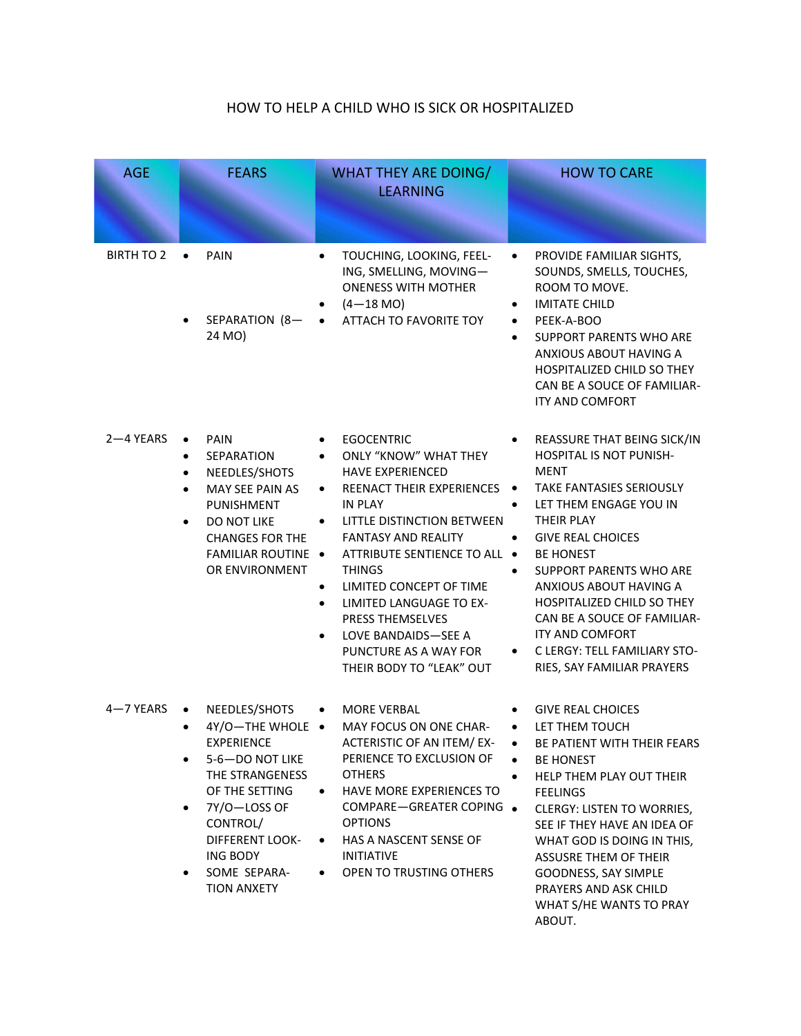# HOW TO HELP A CHILD WHO IS SICK OR HOSPITALIZED

| AGE | FEARS | WHAT THEY ARE DOING/ LEARNING | HOW TO CARE |
|---|---|---|---|
| BIRTH TO 2 | • PAIN<br>• SEPARATION (8—24 MO) | • TOUCHING, LOOKING, FEELING, SMELLING, MOVING—ONENESS WITH MOTHER<br>• (4—18 MO)<br>• ATTACH TO FAVORITE TOY | • PROVIDE FAMILIAR SIGHTS, SOUNDS, SMELLS, TOUCHES, ROOM TO MOVE.<br>• IMITATE CHILD<br>• PEEK-A-BOO<br>• SUPPORT PARENTS WHO ARE ANXIOUS ABOUT HAVING A HOSPITALIZED CHILD SO THEY CAN BE A SOUCE OF FAMILIARITY AND COMFORT |
| 2—4 YEARS | • PAIN<br>• SEPARATION<br>• NEEDLES/SHOTS<br>• MAY SEE PAIN AS PUNISHMENT<br>• DO NOT LIKE CHANGES FOR THE FAMILIAR ROUTINE OR ENVIRONMENT | • EGOCENTRIC<br>• ONLY “KNOW” WHAT THEY HAVE EXPERIENCED<br>• REENACT THEIR EXPERIENCES IN PLAY<br>• LITTLE DISTINCTION BETWEEN FANTASY AND REALITY<br>• ATTRIBUTE SENTIENCE TO ALL THINGS<br>• LIMITED CONCEPT OF TIME<br>• LIMITED LANGUAGE TO EXPRESS THEMSELVES<br>• LOVE BANDAIDS—SEE A PUNCTURE AS A WAY FOR THEIR BODY TO “LEAK” OUT | • REASSURE THAT BEING SICK/IN HOSPITAL IS NOT PUNISHMENT<br>• TAKE FANTASIES SERIOUSLY<br>• LET THEM ENGAGE YOU IN THEIR PLAY<br>• GIVE REAL CHOICES<br>• BE HONEST<br>• SUPPORT PARENTS WHO ARE ANXIOUS ABOUT HAVING A HOSPITALIZED CHILD SO THEY CAN BE A SOUCE OF FAMILIARITY AND COMFORT<br>• C LERGY: TELL FAMILIARY STORIES, SAY FAMILIAR PRAYERS |
| 4—7 YEARS | • NEEDLES/SHOTS<br>• 4Y/O—THE WHOLE EXPERIENCE<br>• 5-6—DO NOT LIKE THE STRANGENESS OF THE SETTING<br>• 7Y/O—LOSS OF CONTROL/ DIFFERENT LOOKING BODY<br>• SOME SEPARATION ANXETY | • MORE VERBAL<br>• MAY FOCUS ON ONE CHARACTERISTIC OF AN ITEM/ EXPERIENCE TO EXCLUSION OF OTHERS<br>• HAVE MORE EXPERIENCES TO COMPARE—GREATER COPING OPTIONS<br>• HAS A NASCENT SENSE OF INITIATIVE<br>• OPEN TO TRUSTING OTHERS | • GIVE REAL CHOICES<br>• LET THEM TOUCH<br>• BE PATIENT WITH THEIR FEARS<br>• BE HONEST<br>• HELP THEM PLAY OUT THEIR FEELINGS<br>• CLERGY: LISTEN TO WORRIES, SEE IF THEY HAVE AN IDEA OF WHAT GOD IS DOING IN THIS, ASSURSE THEM OF THEIR GOODNESS, SAY SIMPLE PRAYERS AND ASK CHILD WHAT S/HE WANTS TO PRAY ABOUT. |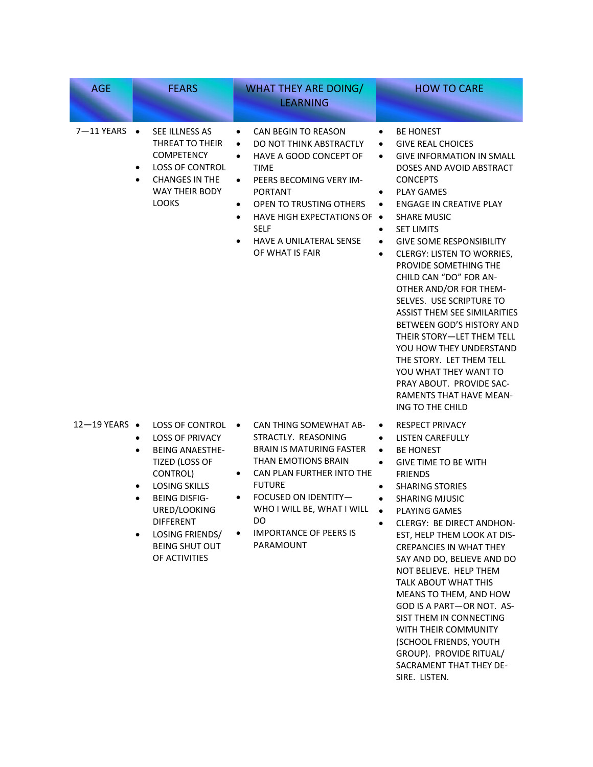| AGE | FEARS | WHAT THEY ARE DOING/ LEARNING | HOW TO CARE |
|---|---|---|---|
| 7—11 YEARS | • SEE ILLNESS AS THREAT TO THEIR COMPETENCY<br>• LOSS OF CONTROL<br>• CHANGES IN THE WAY THEIR BODY LOOKS | • CAN BEGIN TO REASON<br>• DO NOT THINK ABSTRACTLY<br>• HAVE A GOOD CONCEPT OF TIME<br>• PEERS BECOMING VERY IM-PORTANT<br>• OPEN TO TRUSTING OTHERS<br>• HAVE HIGH EXPECTATIONS OF SELF<br>• HAVE A UNILATERAL SENSE OF WHAT IS FAIR | • BE HONEST<br>• GIVE REAL CHOICES<br>• GIVE INFORMATION IN SMALL DOSES AND AVOID ABSTRACT CONCEPTS<br>• PLAY GAMES<br>• ENGAGE IN CREATIVE PLAY<br>• SHARE MUSIC<br>• SET LIMITS<br>• GIVE SOME RESPONSIBILITY<br>• CLERGY: LISTEN TO WORRIES, PROVIDE SOMETHING THE CHILD CAN "DO" FOR AN-OTHER AND/OR FOR THEM-SELVES. USE SCRIPTURE TO ASSIST THEM SEE SIMILARITIES BETWEEN GOD'S HISTORY AND THEIR STORY—LET THEM TELL YOU HOW THEY UNDERSTAND THE STORY. LET THEM TELL YOU WHAT THEY WANT TO PRAY ABOUT. PROVIDE SAC-RAMENTS THAT HAVE MEAN-ING TO THE CHILD |
| 12—19 YEARS | • LOSS OF CONTROL<br>• LOSS OF PRIVACY<br>• BEING ANAESTHE-TIZED (LOSS OF CONTROL)<br>• LOSING SKILLS<br>• BEING DISFIG-URED/LOOKING DIFFERENT<br>• LOSING FRIENDS/ BEING SHUT OUT OF ACTIVITIES | • CAN THING SOMEWHAT AB-STRACTLY. REASONING BRAIN IS MATURING FASTER THAN EMOTIONS BRAIN<br>• CAN PLAN FURTHER INTO THE FUTURE<br>• FOCUSED ON IDENTITY—WHO I WILL BE, WHAT I WILL DO<br>• IMPORTANCE OF PEERS IS PARAMOUNT | • RESPECT PRIVACY<br>• LISTEN CAREFULLY<br>• BE HONEST<br>• GIVE TIME TO BE WITH FRIENDS<br>• SHARING STORIES<br>• SHARING MJUSIC<br>• PLAYING GAMES<br>• CLERGY: BE DIRECT ANDHON-EST, HELP THEM LOOK AT DIS-CREPANCIES IN WHAT THEY SAY AND DO, BELIEVE AND DO NOT BELIEVE. HELP THEM TALK ABOUT WHAT THIS MEANS TO THEM, AND HOW GOD IS A PART—OR NOT. AS-SIST THEM IN CONNECTING WITH THEIR COMMUNITY (SCHOOL FRIENDS, YOUTH GROUP). PROVIDE RITUAL/ SACRAMENT THAT THEY DE-SIRE. LISTEN. |